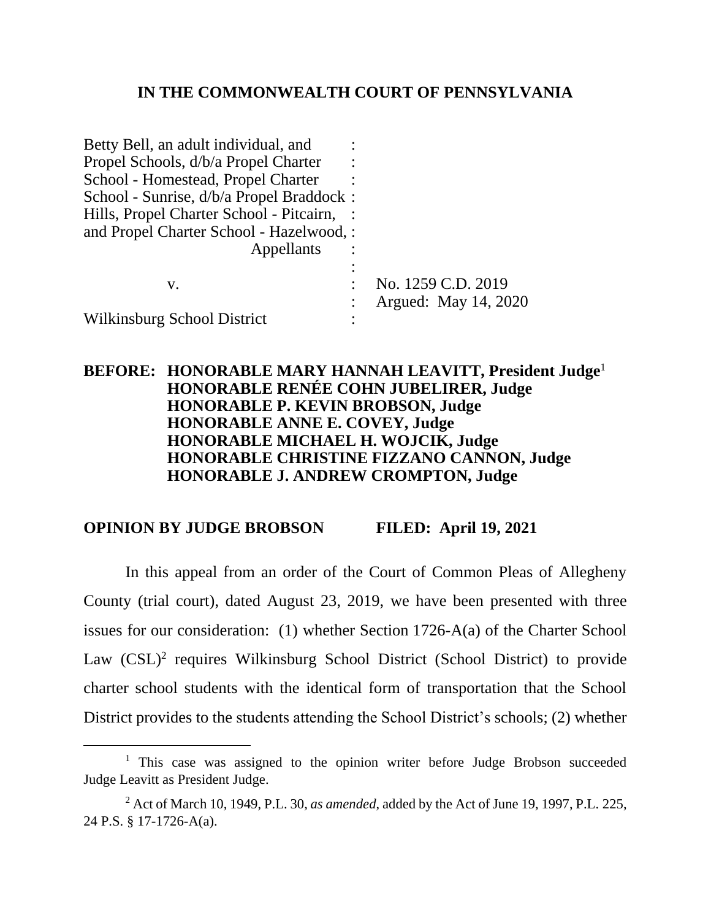**IN THE COMMONWEALTH COURT OF PENNSYLVANIA**

| | | |
|---|---|---|
| Betty Bell, an adult individual, and Propel Schools, d/b/a Propel Charter School - Homestead, Propel Charter School - Sunrise, d/b/a Propel Braddock Hills, Propel Charter School - Pitcairn, and Propel Charter School - Hazelwood, Appellants | : | |
| v. | : | No. 1259 C.D. 2019 |
| | : | Argued: May 14, 2020 |
| Wilkinsburg School District | : | |

**BEFORE: HONORABLE MARY HANNAH LEAVITT, President Judge**[1]
**HONORABLE RENÉE COHN JUBELIRER, Judge**
**HONORABLE P. KEVIN BROBSON, Judge**
**HONORABLE ANNE E. COVEY, Judge**
**HONORABLE MICHAEL H. WOJCIK, Judge**
**HONORABLE CHRISTINE FIZZANO CANNON, Judge**
**HONORABLE J. ANDREW CROMPTON, Judge**

**OPINION BY JUDGE BROBSON FILED: April 19, 2021**

In this appeal from an order of the Court of Common Pleas of Allegheny County (trial court), dated August 23, 2019, we have been presented with three issues for our consideration: (1) whether Section 1726-A(a) of the Charter School Law (CSL)[2] requires Wilkinsburg School District (School District) to provide charter school students with the identical form of transportation that the School District provides to the students attending the School District's schools; (2) whether

---

[1] This case was assigned to the opinion writer before Judge Brobson succeeded Judge Leavitt as President Judge.

[2] Act of March 10, 1949, P.L. 30, *as amended*, added by the Act of June 19, 1997, P.L. 225, 24 P.S. § 17-1726-A(a).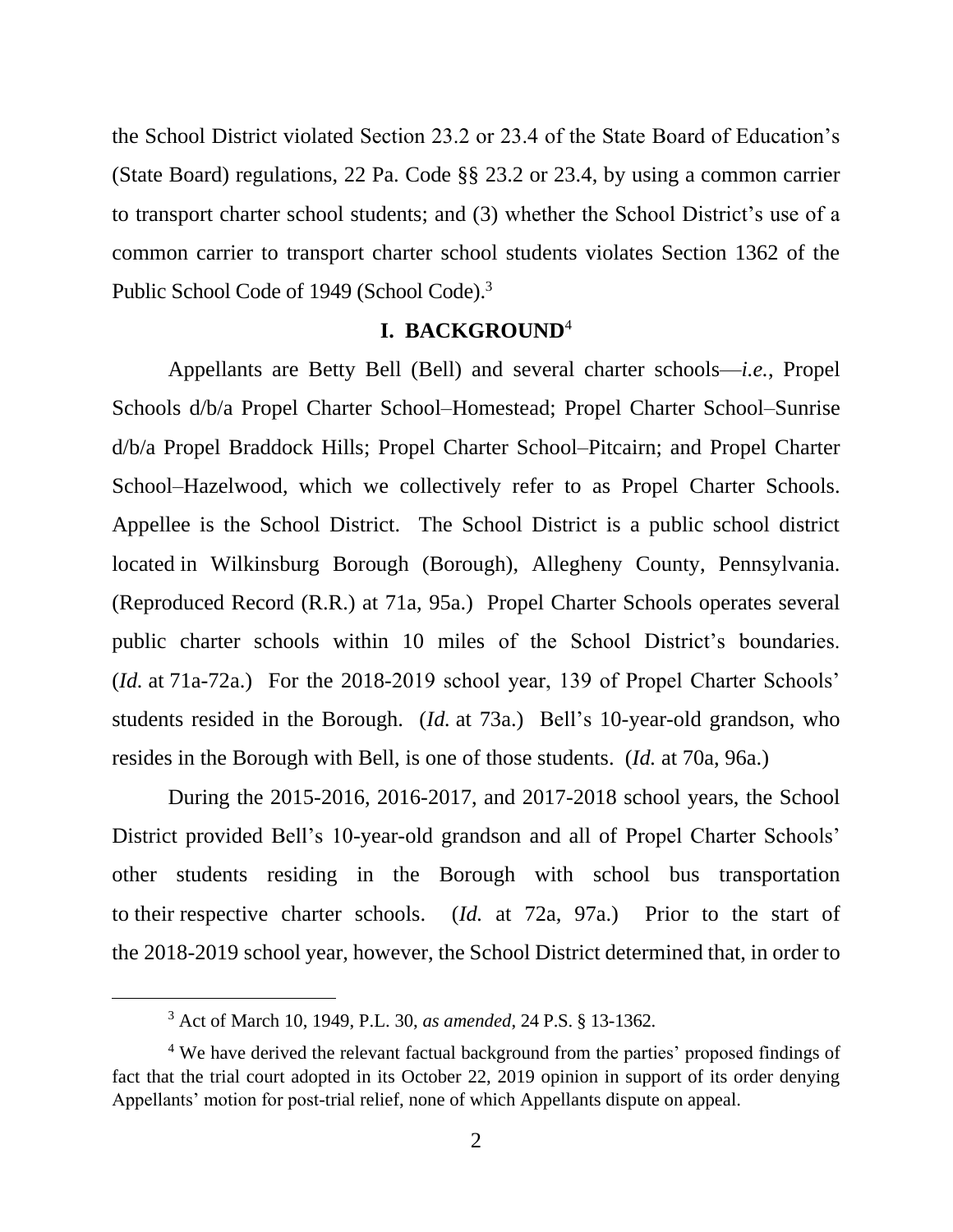the School District violated Section 23.2 or 23.4 of the State Board of Education's (State Board) regulations, 22 Pa. Code §§ 23.2 or 23.4, by using a common carrier to transport charter school students; and (3) whether the School District's use of a common carrier to transport charter school students violates Section 1362 of the Public School Code of 1949 (School Code).[3]

## I. BACKGROUND[4]

Appellants are Betty Bell (Bell) and several charter schools—*i.e.*, Propel Schools d/b/a Propel Charter School–Homestead; Propel Charter School–Sunrise d/b/a Propel Braddock Hills; Propel Charter School–Pitcairn; and Propel Charter School–Hazelwood, which we collectively refer to as Propel Charter Schools. Appellee is the School District. The School District is a public school district located in Wilkinsburg Borough (Borough), Allegheny County, Pennsylvania. (Reproduced Record (R.R.) at 71a, 95a.) Propel Charter Schools operates several public charter schools within 10 miles of the School District's boundaries. (*Id.* at 71a-72a.) For the 2018-2019 school year, 139 of Propel Charter Schools' students resided in the Borough. (*Id.* at 73a.) Bell's 10-year-old grandson, who resides in the Borough with Bell, is one of those students. (*Id.* at 70a, 96a.)

During the 2015-2016, 2016-2017, and 2017-2018 school years, the School District provided Bell's 10-year-old grandson and all of Propel Charter Schools' other students residing in the Borough with school bus transportation to their respective charter schools. (*Id.* at 72a, 97a.) Prior to the start of the 2018-2019 school year, however, the School District determined that, in order to

---

[3] Act of March 10, 1949, P.L. 30, *as amended*, 24 P.S. § 13-1362.

[4] We have derived the relevant factual background from the parties' proposed findings of fact that the trial court adopted in its October 22, 2019 opinion in support of its order denying Appellants' motion for post-trial relief, none of which Appellants dispute on appeal.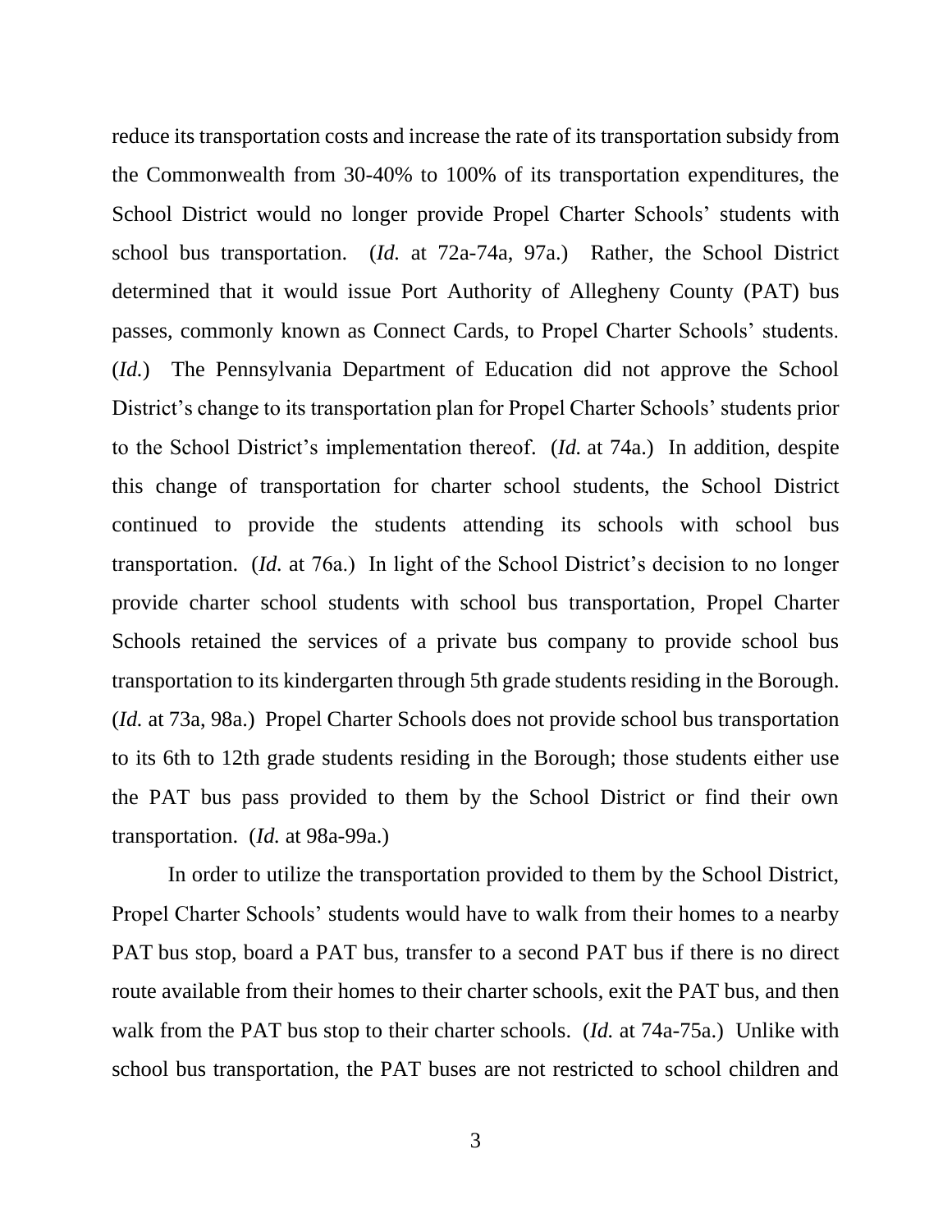reduce its transportation costs and increase the rate of its transportation subsidy from the Commonwealth from 30-40% to 100% of its transportation expenditures, the School District would no longer provide Propel Charter Schools' students with school bus transportation. (*Id.* at 72a-74a, 97a.) Rather, the School District determined that it would issue Port Authority of Allegheny County (PAT) bus passes, commonly known as Connect Cards, to Propel Charter Schools' students. (*Id.*) The Pennsylvania Department of Education did not approve the School District's change to its transportation plan for Propel Charter Schools' students prior to the School District's implementation thereof. (*Id.* at 74a.) In addition, despite this change of transportation for charter school students, the School District continued to provide the students attending its schools with school bus transportation. (*Id.* at 76a.) In light of the School District's decision to no longer provide charter school students with school bus transportation, Propel Charter Schools retained the services of a private bus company to provide school bus transportation to its kindergarten through 5th grade students residing in the Borough. (*Id.* at 73a, 98a.) Propel Charter Schools does not provide school bus transportation to its 6th to 12th grade students residing in the Borough; those students either use the PAT bus pass provided to them by the School District or find their own transportation. (*Id.* at 98a-99a.)

In order to utilize the transportation provided to them by the School District, Propel Charter Schools' students would have to walk from their homes to a nearby PAT bus stop, board a PAT bus, transfer to a second PAT bus if there is no direct route available from their homes to their charter schools, exit the PAT bus, and then walk from the PAT bus stop to their charter schools. (*Id.* at 74a-75a.) Unlike with school bus transportation, the PAT buses are not restricted to school children and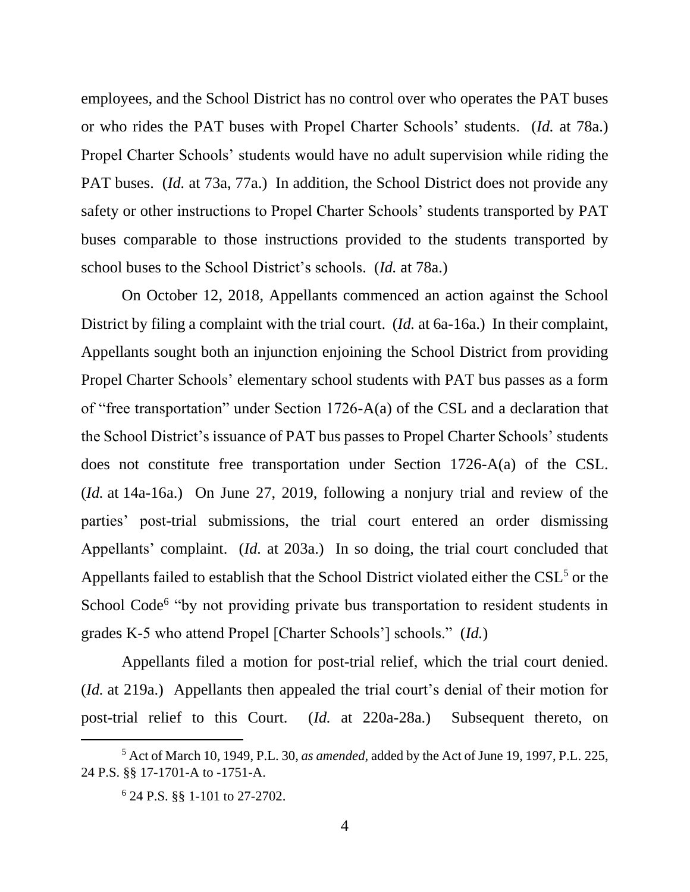employees, and the School District has no control over who operates the PAT buses or who rides the PAT buses with Propel Charter Schools' students. (*Id.* at 78a.) Propel Charter Schools' students would have no adult supervision while riding the PAT buses. (*Id.* at 73a, 77a.) In addition, the School District does not provide any safety or other instructions to Propel Charter Schools' students transported by PAT buses comparable to those instructions provided to the students transported by school buses to the School District's schools. (*Id.* at 78a.)

On October 12, 2018, Appellants commenced an action against the School District by filing a complaint with the trial court. (*Id.* at 6a-16a.) In their complaint, Appellants sought both an injunction enjoining the School District from providing Propel Charter Schools' elementary school students with PAT bus passes as a form of "free transportation" under Section 1726-A(a) of the CSL and a declaration that the School District's issuance of PAT bus passes to Propel Charter Schools' students does not constitute free transportation under Section 1726-A(a) of the CSL. (*Id.* at 14a-16a.) On June 27, 2019, following a nonjury trial and review of the parties' post-trial submissions, the trial court entered an order dismissing Appellants' complaint. (*Id.* at 203a.) In so doing, the trial court concluded that Appellants failed to establish that the School District violated either the CSL[5] or the School Code[6] "by not providing private bus transportation to resident students in grades K-5 who attend Propel [Charter Schools'] schools." (*Id.*)

Appellants filed a motion for post-trial relief, which the trial court denied. (*Id.* at 219a.) Appellants then appealed the trial court's denial of their motion for post-trial relief to this Court. (*Id.* at 220a-28a.) Subsequent thereto, on

---

[5] Act of March 10, 1949, P.L. 30, *as amended*, added by the Act of June 19, 1997, P.L. 225, 24 P.S. §§ 17-1701-A to -1751-A.

[6] 24 P.S. §§ 1-101 to 27-2702.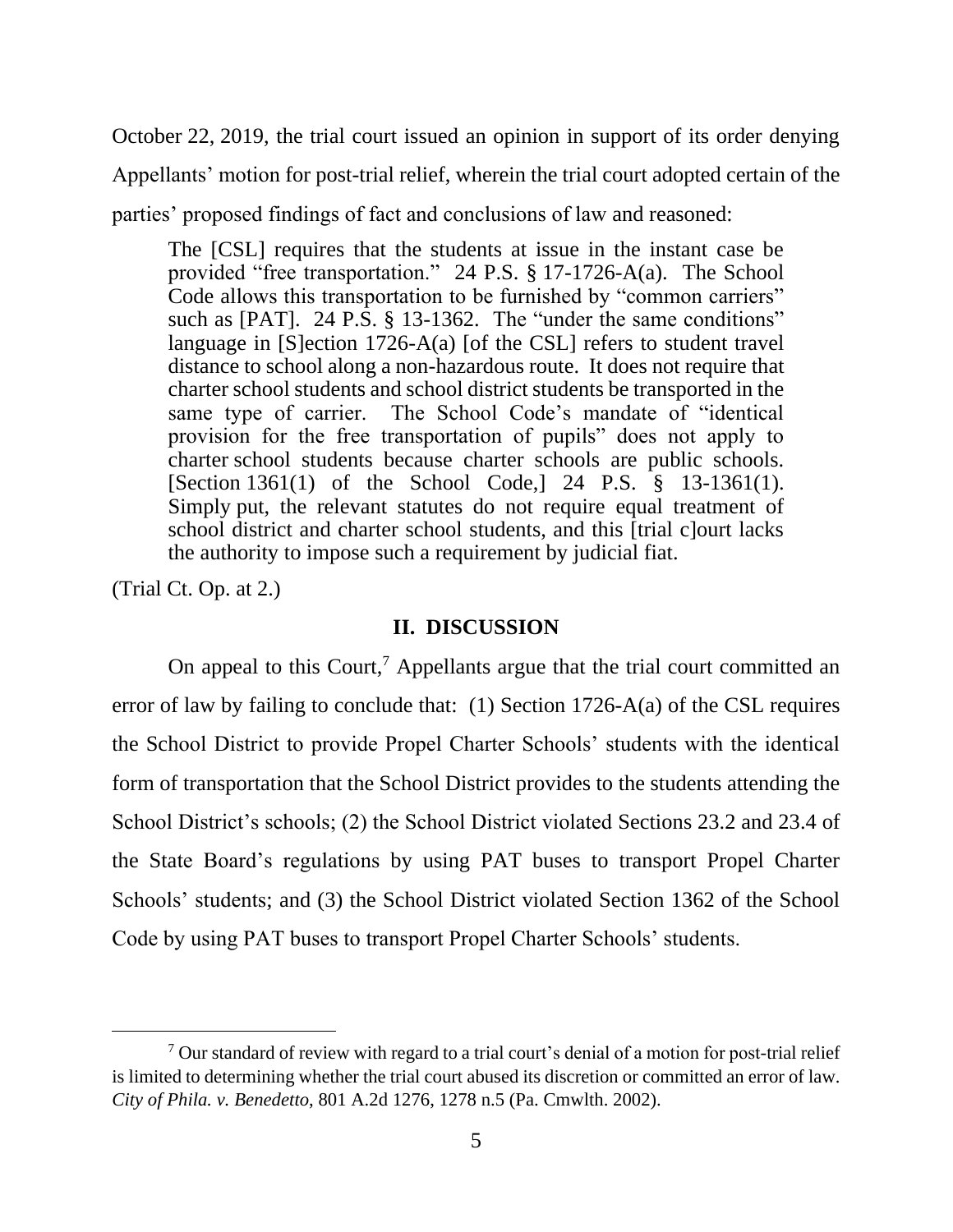October 22, 2019, the trial court issued an opinion in support of its order denying Appellants' motion for post-trial relief, wherein the trial court adopted certain of the parties' proposed findings of fact and conclusions of law and reasoned:

> The [CSL] requires that the students at issue in the instant case be provided "free transportation." 24 P.S. § 17-1726-A(a). The School Code allows this transportation to be furnished by "common carriers" such as [PAT]. 24 P.S. § 13-1362. The "under the same conditions" language in [S]ection 1726-A(a) [of the CSL] refers to student travel distance to school along a non-hazardous route. It does not require that charter school students and school district students be transported in the same type of carrier. The School Code's mandate of "identical provision for the free transportation of pupils" does not apply to charter school students because charter schools are public schools. [Section 1361(1) of the School Code,] 24 P.S. § 13-1361(1). Simply put, the relevant statutes do not require equal treatment of school district and charter school students, and this [trial c]ourt lacks the authority to impose such a requirement by judicial fiat.

(Trial Ct. Op. at 2.)

## II. DISCUSSION

On appeal to this Court,[7] Appellants argue that the trial court committed an error of law by failing to conclude that: (1) Section 1726-A(a) of the CSL requires the School District to provide Propel Charter Schools' students with the identical form of transportation that the School District provides to the students attending the School District's schools; (2) the School District violated Sections 23.2 and 23.4 of the State Board's regulations by using PAT buses to transport Propel Charter Schools' students; and (3) the School District violated Section 1362 of the School Code by using PAT buses to transport Propel Charter Schools' students.

---

[7] Our standard of review with regard to a trial court's denial of a motion for post-trial relief is limited to determining whether the trial court abused its discretion or committed an error of law. *City of Phila. v. Benedetto*, 801 A.2d 1276, 1278 n.5 (Pa. Cmwlth. 2002).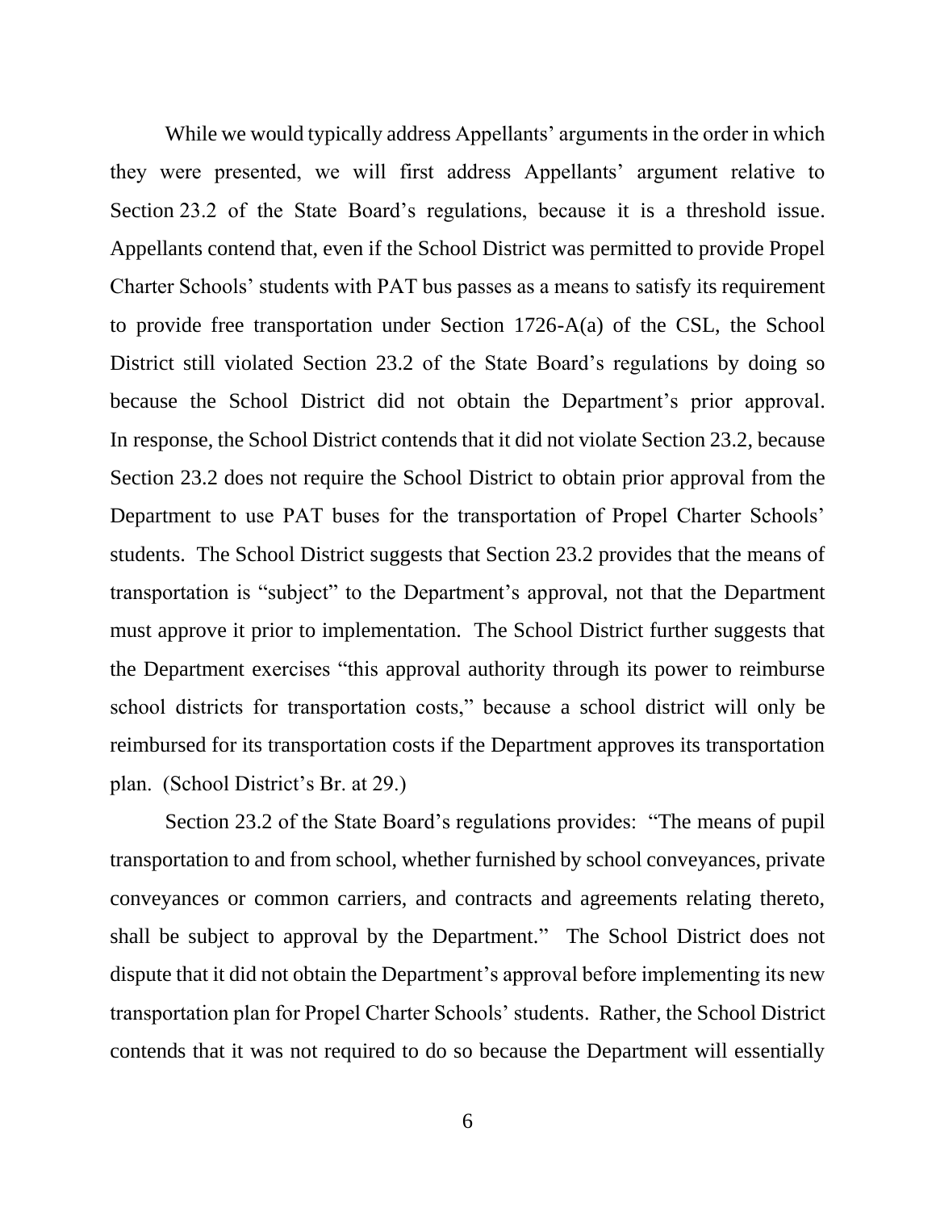While we would typically address Appellants' arguments in the order in which they were presented, we will first address Appellants' argument relative to Section 23.2 of the State Board's regulations, because it is a threshold issue. Appellants contend that, even if the School District was permitted to provide Propel Charter Schools' students with PAT bus passes as a means to satisfy its requirement to provide free transportation under Section 1726-A(a) of the CSL, the School District still violated Section 23.2 of the State Board's regulations by doing so because the School District did not obtain the Department's prior approval. In response, the School District contends that it did not violate Section 23.2, because Section 23.2 does not require the School District to obtain prior approval from the Department to use PAT buses for the transportation of Propel Charter Schools' students. The School District suggests that Section 23.2 provides that the means of transportation is "subject" to the Department's approval, not that the Department must approve it prior to implementation. The School District further suggests that the Department exercises "this approval authority through its power to reimburse school districts for transportation costs," because a school district will only be reimbursed for its transportation costs if the Department approves its transportation plan. (School District's Br. at 29.)

Section 23.2 of the State Board's regulations provides: "The means of pupil transportation to and from school, whether furnished by school conveyances, private conveyances or common carriers, and contracts and agreements relating thereto, shall be subject to approval by the Department." The School District does not dispute that it did not obtain the Department's approval before implementing its new transportation plan for Propel Charter Schools' students. Rather, the School District contends that it was not required to do so because the Department will essentially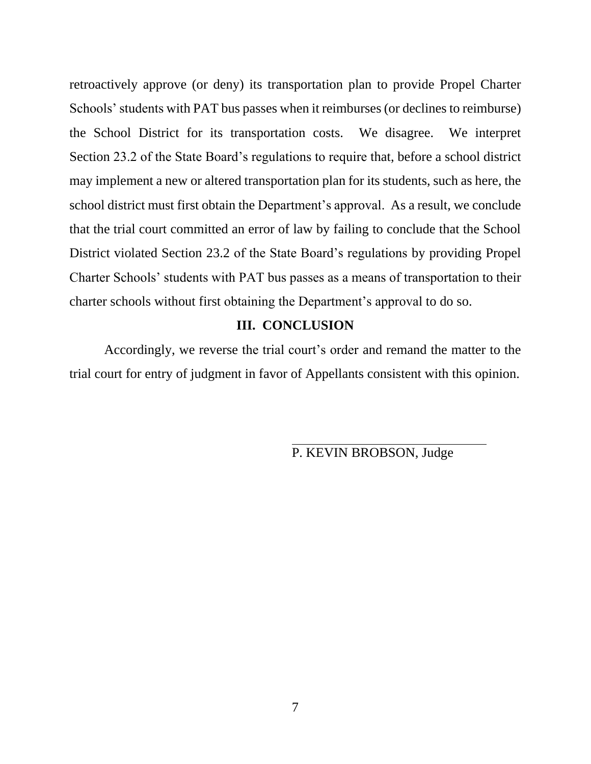retroactively approve (or deny) its transportation plan to provide Propel Charter Schools' students with PAT bus passes when it reimburses (or declines to reimburse) the School District for its transportation costs. We disagree. We interpret Section 23.2 of the State Board's regulations to require that, before a school district may implement a new or altered transportation plan for its students, such as here, the school district must first obtain the Department's approval. As a result, we conclude that the trial court committed an error of law by failing to conclude that the School District violated Section 23.2 of the State Board's regulations by providing Propel Charter Schools' students with PAT bus passes as a means of transportation to their charter schools without first obtaining the Department's approval to do so.

## III. CONCLUSION

Accordingly, we reverse the trial court's order and remand the matter to the trial court for entry of judgment in favor of Appellants consistent with this opinion.

P. KEVIN BROBSON, Judge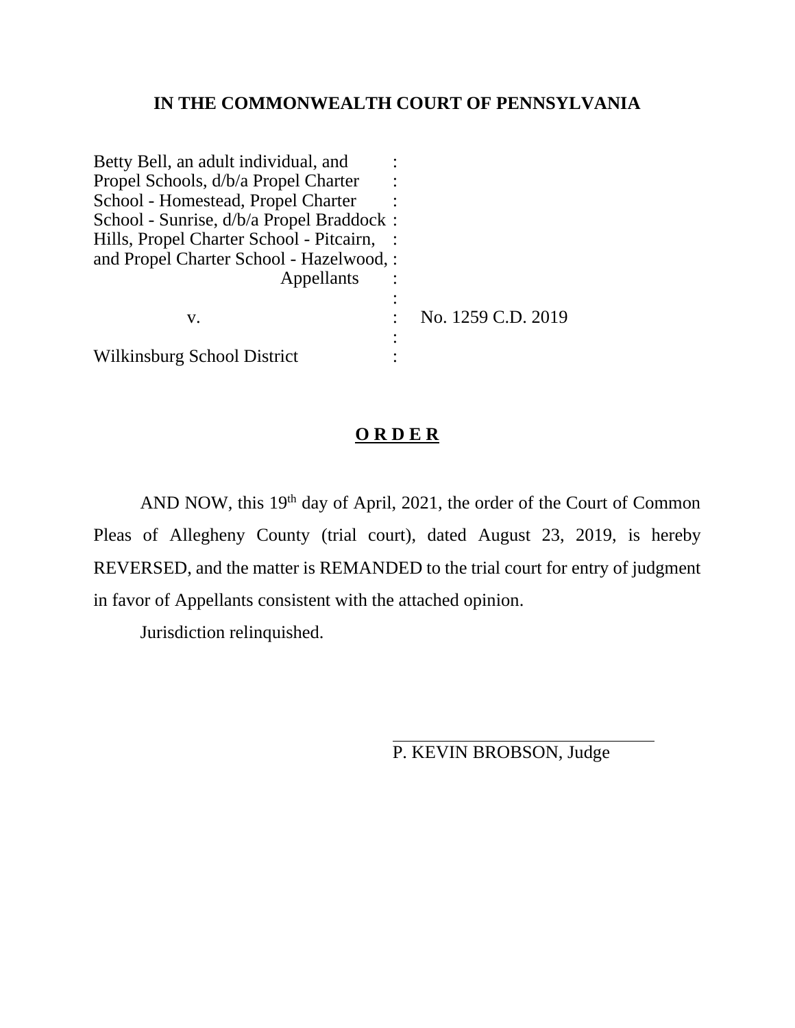**IN THE COMMONWEALTH COURT OF PENNSYLVANIA**

| | | |
|---|---|---|
| Betty Bell, an adult individual, and Propel Schools, d/b/a Propel Charter School - Homestead, Propel Charter School - Sunrise, d/b/a Propel Braddock Hills, Propel Charter School - Pitcairn, and Propel Charter School - Hazelwood, Appellants | : | |
| v. | : | No. 1259 C.D. 2019 |
| Wilkinsburg School District | : | |

**O R D E R**

AND NOW, this 19th day of April, 2021, the order of the Court of Common Pleas of Allegheny County (trial court), dated August 23, 2019, is hereby REVERSED, and the matter is REMANDED to the trial court for entry of judgment in favor of Appellants consistent with the attached opinion.

Jurisdiction relinquished.

P. KEVIN BROBSON, Judge